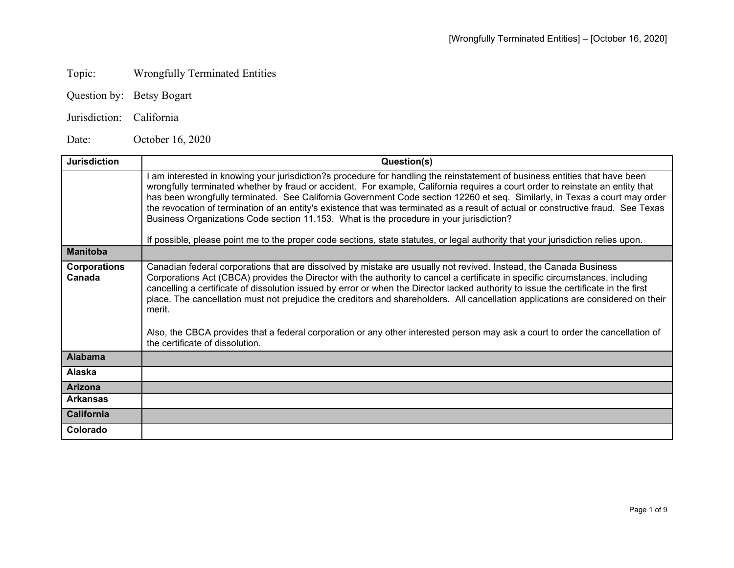Topic: Wrongfully Terminated Entities

Question by: Betsy Bogart

Jurisdiction: California

Date: October 16, 2020

| Jurisdiction | Question(s) |
|---|---|
| | I am interested in knowing your jurisdiction?s procedure for handling the reinstatement of business entities that have been wrongfully terminated whether by fraud or accident. For example, California requires a court order to reinstate an entity that has been wrongfully terminated. See California Government Code section 12260 et seq. Similarly, in Texas a court may order the revocation of termination of an entity's existence that was terminated as a result of actual or constructive fraud. See Texas Business Organizations Code section 11.153. What is the procedure in your jurisdiction?<br><br>If possible, please point me to the proper code sections, state statutes, or legal authority that your jurisdiction relies upon. |
| **Manitoba** | |
| **Corporations Canada** | Canadian federal corporations that are dissolved by mistake are usually not revived. Instead, the Canada Business Corporations Act (CBCA) provides the Director with the authority to cancel a certificate in specific circumstances, including cancelling a certificate of dissolution issued by error or when the Director lacked authority to issue the certificate in the first place. The cancellation must not prejudice the creditors and shareholders. All cancellation applications are considered on their merit.<br><br>Also, the CBCA provides that a federal corporation or any other interested person may ask a court to order the cancellation of the certificate of dissolution. |
| **Alabama** | |
| **Alaska** | |
| **Arizona** | |
| **Arkansas** | |
| **California** | |
| **Colorado** | |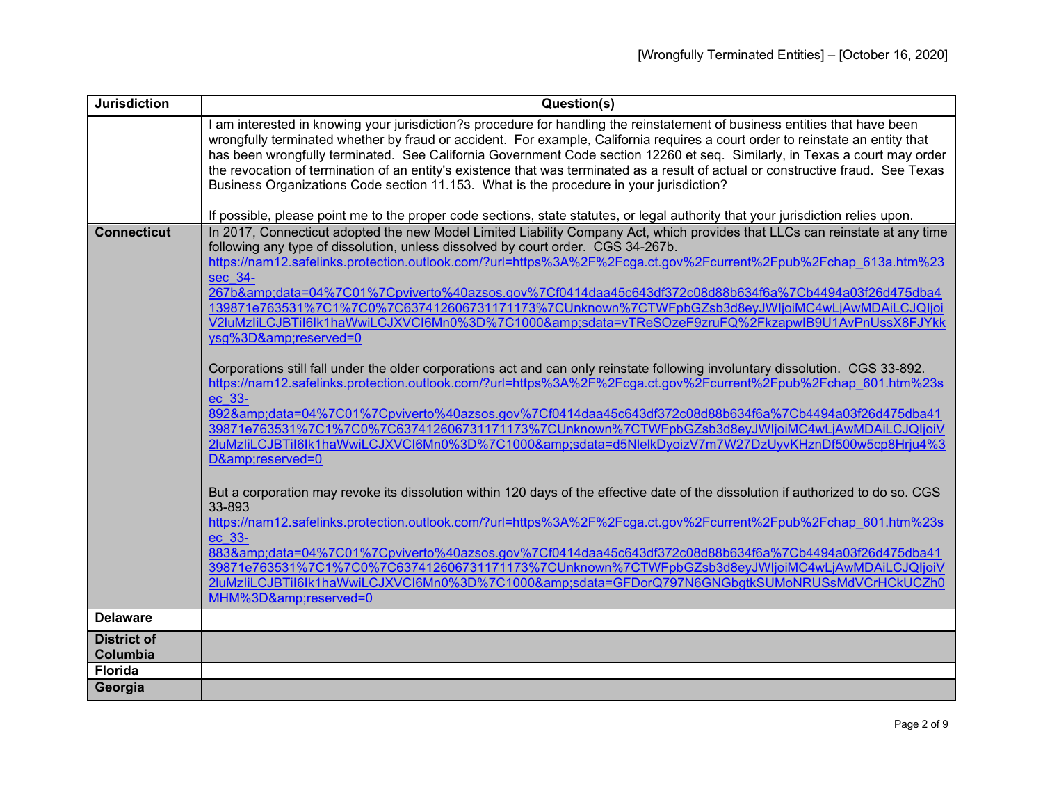| Jurisdiction | Question(s) |
|---|---|
| | I am interested in knowing your jurisdiction?s procedure for handling the reinstatement of business entities that have been wrongfully terminated whether by fraud or accident. For example, California requires a court order to reinstate an entity that has been wrongfully terminated. See California Government Code section 12260 et seq. Similarly, in Texas a court may order the revocation of termination of an entity's existence that was terminated as a result of actual or constructive fraud. See Texas Business Organizations Code section 11.153. What is the procedure in your jurisdiction?<br><br>If possible, please point me to the proper code sections, state statutes, or legal authority that your jurisdiction relies upon. |
| **Connecticut** | In 2017, Connecticut adopted the new Model Limited Liability Company Act, which provides that LLCs can reinstate at any time following any type of dissolution, unless dissolved by court order. CGS 34-267b.<br>https://nam12.safelinks.protection.outlook.com/?url=https%3A%2F%2Fcga.ct.gov%2Fcurrent%2Fpub%2Fchap_613a.htm%23sec_34-267b&amp;data=04%7C01%7Cpviverto%40azsos.gov%7Cf0414daa45c643df372c08d88b634f6a%7Cb4494a03f26d475dba4139871e763531%7C1%7C0%7C637412606731171173%7CUnknown%7CTWFpbGZsb3d8eyJWIjoiMC4wLjAwMDAiLCJQIjoiV2luMzIiLCJBTiI6Ik1haWwiLCJXVCI6Mn0%3D%7C1000&amp;sdata=vTReSOzeF9zruFQ%2FkzapwIB9U1AvPnUssX8FJYkkysg%3D&amp;reserved=0<br><br>Corporations still fall under the older corporations act and can only reinstate following involuntary dissolution. CGS 33-892.<br>https://nam12.safelinks.protection.outlook.com/?url=https%3A%2F%2Fcga.ct.gov%2Fcurrent%2Fpub%2Fchap_601.htm%23sec_33-892&amp;data=04%7C01%7Cpviverto%40azsos.gov%7Cf0414daa45c643df372c08d88b634f6a%7Cb4494a03f26d475dba4139871e763531%7C1%7C0%7C637412606731171173%7CUnknown%7CTWFpbGZsb3d8eyJWIjoiMC4wLjAwMDAiLCJQIjoiV2luMzIiLCJBTiI6Ik1haWwiLCJXVCI6Mn0%3D%7C1000&amp;sdata=d5NlelkDyoizV7m7W27DzUyvKHznDf500w5cp8Hrju4%3D&amp;reserved=0<br><br>But a corporation may revoke its dissolution within 120 days of the effective date of the dissolution if authorized to do so. CGS 33-893<br>https://nam12.safelinks.protection.outlook.com/?url=https%3A%2F%2Fcga.ct.gov%2Fcurrent%2Fpub%2Fchap_601.htm%23sec_33-883&amp;data=04%7C01%7Cpviverto%40azsos.gov%7Cf0414daa45c643df372c08d88b634f6a%7Cb4494a03f26d475dba4139871e763531%7C1%7C0%7C637412606731171173%7CUnknown%7CTWFpbGZsb3d8eyJWIjoiMC4wLjAwMDAiLCJQIjoiV2luMzIiLCJBTiI6Ik1haWwiLCJXVCI6Mn0%3D%7C1000&amp;sdata=GFDorQ797N6GNGbgtkSUMoNRUSsMdVCrHCkUCZh0MHM%3D&amp;reserved=0 |
| **Delaware** | |
| **District of Columbia** | |
| **Florida** | |
| **Georgia** | |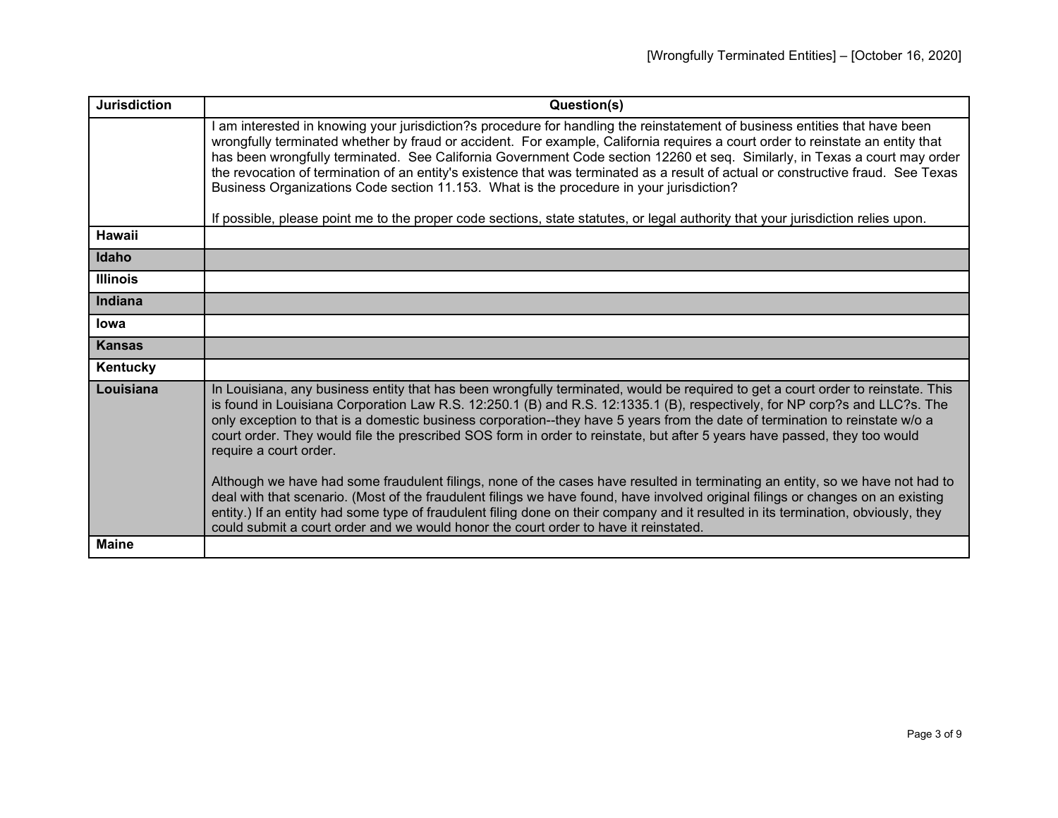| Jurisdiction | Question(s) |
|---|---|
| | I am interested in knowing your jurisdiction?s procedure for handling the reinstatement of business entities that have been wrongfully terminated whether by fraud or accident. For example, California requires a court order to reinstate an entity that has been wrongfully terminated. See California Government Code section 12260 et seq. Similarly, in Texas a court may order the revocation of termination of an entity's existence that was terminated as a result of actual or constructive fraud. See Texas Business Organizations Code section 11.153. What is the procedure in your jurisdiction?<br><br>If possible, please point me to the proper code sections, state statutes, or legal authority that your jurisdiction relies upon. |
| **Hawaii** | |
| **Idaho** | |
| **Illinois** | |
| **Indiana** | |
| **Iowa** | |
| **Kansas** | |
| **Kentucky** | |
| **Louisiana** | In Louisiana, any business entity that has been wrongfully terminated, would be required to get a court order to reinstate. This is found in Louisiana Corporation Law R.S. 12:250.1 (B) and R.S. 12:1335.1 (B), respectively, for NP corp?s and LLC?s. The only exception to that is a domestic business corporation--they have 5 years from the date of termination to reinstate w/o a court order. They would file the prescribed SOS form in order to reinstate, but after 5 years have passed, they too would require a court order.<br><br>Although we have had some fraudulent filings, none of the cases have resulted in terminating an entity, so we have not had to deal with that scenario. (Most of the fraudulent filings we have found, have involved original filings or changes on an existing entity.) If an entity had some type of fraudulent filing done on their company and it resulted in its termination, obviously, they could submit a court order and we would honor the court order to have it reinstated. |
| **Maine** | |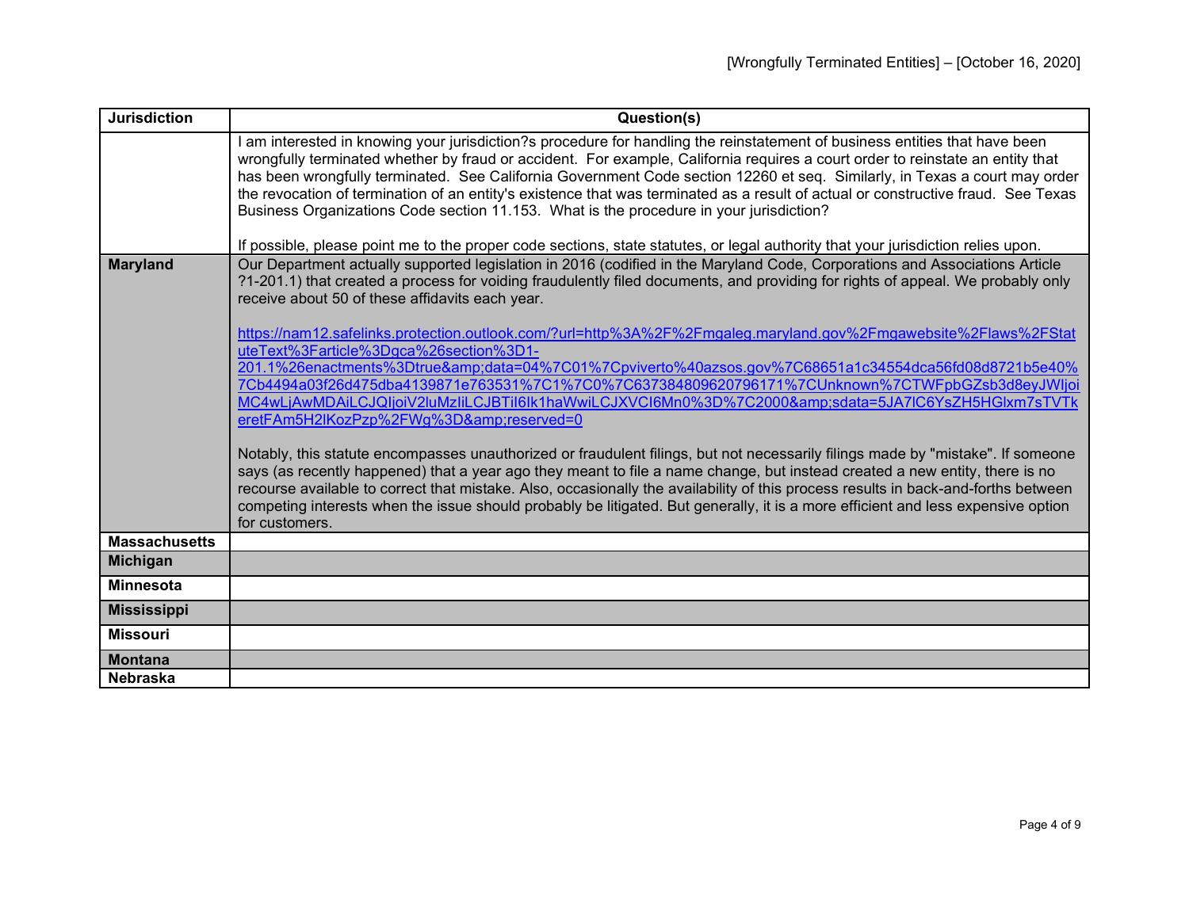| Jurisdiction | Question(s) |
|---|---|
| | I am interested in knowing your jurisdiction?s procedure for handling the reinstatement of business entities that have been wrongfully terminated whether by fraud or accident. For example, California requires a court order to reinstate an entity that has been wrongfully terminated. See California Government Code section 12260 et seq. Similarly, in Texas a court may order the revocation of termination of an entity's existence that was terminated as a result of actual or constructive fraud. See Texas Business Organizations Code section 11.153. What is the procedure in your jurisdiction?<br><br>If possible, please point me to the proper code sections, state statutes, or legal authority that your jurisdiction relies upon. |
| **Maryland** | Our Department actually supported legislation in 2016 (codified in the Maryland Code, Corporations and Associations Article ?1-201.1) that created a process for voiding fraudulently filed documents, and providing for rights of appeal. We probably only receive about 50 of these affidavits each year.<br><br>https://nam12.safelinks.protection.outlook.com/?url=http%3A%2F%2Fmgaleg.maryland.gov%2Fmgawebsite%2Flaws%2FStatuteText%3Farticle%3Dgca%26section%3D1-201.1%26enactments%3Dtrue&amp;data=04%7C01%7Cpviverto%40azsos.gov%7C68651a1c34554dca56fd08d8721b5e40%7Cb4494a03f26d475dba4139871e763531%7C1%7C0%7C637384809620796171%7CUnknown%7CTWFpbGZsb3d8eyJWIjoiMC4wLjAwMDAiLCJQIjoiV2luMzIiLCJBTiI6Ik1haWwiLCJXVCI6Mn0%3D%7C2000&amp;sdata=5JA7lC6YsZH5HGlxm7sTVTketFAm5H2lKozPzp%2FWg%3D&amp;reserved=0<br><br>Notably, this statute encompasses unauthorized or fraudulent filings, but not necessarily filings made by "mistake". If someone says (as recently happened) that a year ago they meant to file a name change, but instead created a new entity, there is no recourse available to correct that mistake. Also, occasionally the availability of this process results in back-and-forths between competing interests when the issue should probably be litigated. But generally, it is a more efficient and less expensive option for customers. |
| **Massachusetts** | |
| **Michigan** | |
| **Minnesota** | |
| **Mississippi** | |
| **Missouri** | |
| **Montana** | |
| **Nebraska** | |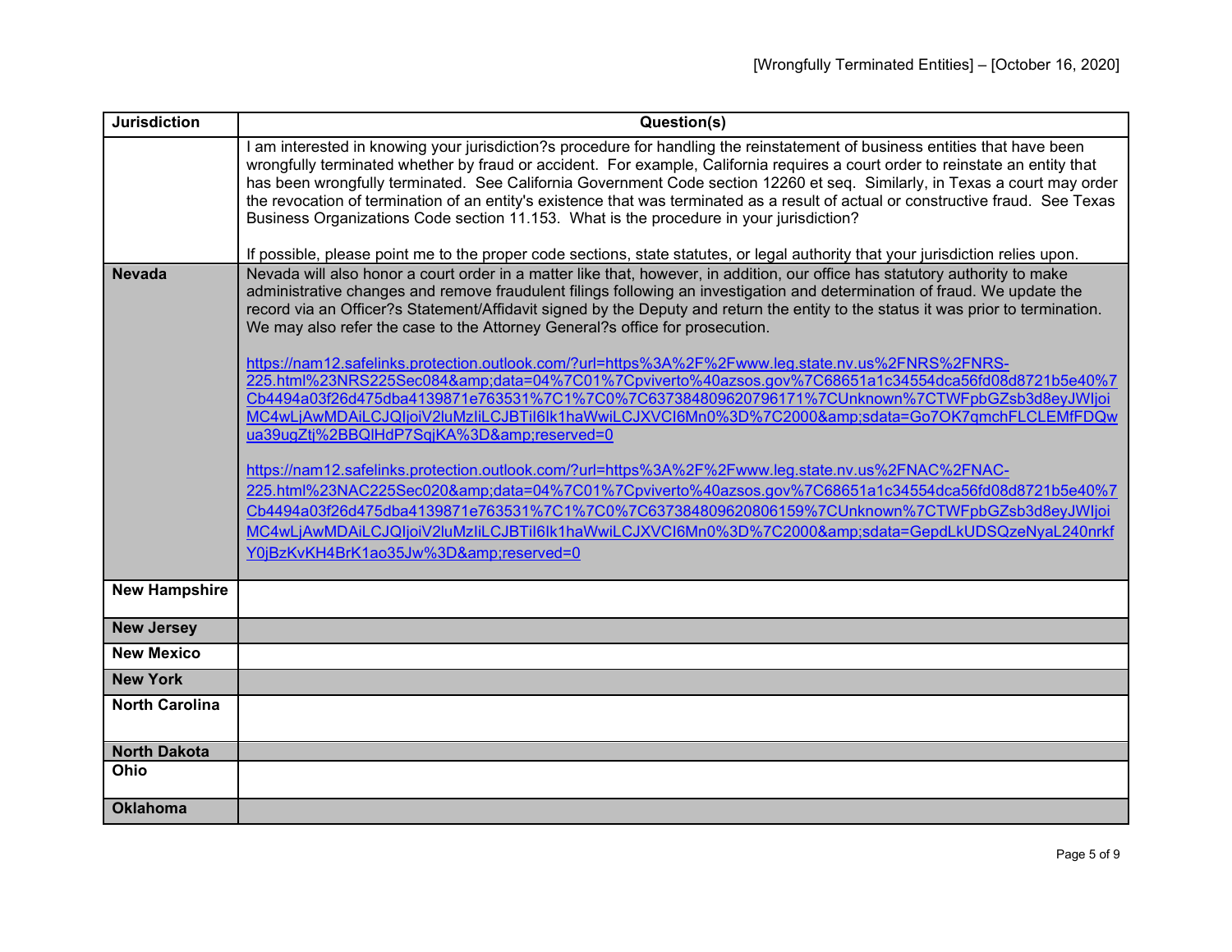| Jurisdiction | Question(s) |
|---|---|
| | I am interested in knowing your jurisdiction?s procedure for handling the reinstatement of business entities that have been wrongfully terminated whether by fraud or accident. For example, California requires a court order to reinstate an entity that has been wrongfully terminated. See California Government Code section 12260 et seq. Similarly, in Texas a court may order the revocation of termination of an entity's existence that was terminated as a result of actual or constructive fraud. See Texas Business Organizations Code section 11.153. What is the procedure in your jurisdiction?<br><br>If possible, please point me to the proper code sections, state statutes, or legal authority that your jurisdiction relies upon. |
| **Nevada** | Nevada will also honor a court order in a matter like that, however, in addition, our office has statutory authority to make administrative changes and remove fraudulent filings following an investigation and determination of fraud. We update the record via an Officer?s Statement/Affidavit signed by the Deputy and return the entity to the status it was prior to termination. We may also refer the case to the Attorney General?s office for prosecution.<br><br>https://nam12.safelinks.protection.outlook.com/?url=https%3A%2F%2Fwww.leg.state.nv.us%2FNRS%2FNRS-225.html%23NRS225Sec084&amp;data=04%7C01%7Cpviverto%40azsos.gov%7C68651a1c34554dca56fd08d8721b5e40%7Cb4494a03f26d475dba4139871e763531%7C1%7C0%7C637384809620796171%7CUnknown%7CTWFpbGZsb3d8eyJWIjoiMC4wLjAwMDAiLCJQIjoiV2luMzIiLCJBTiI6Ik1haWwiLCJXVCI6Mn0%3D%7C2000&amp;sdata=Go7OK7qmchFLCLEMfFDQwua39ugZtj%2BBQlHdP7SqjKA%3D&amp;reserved=0<br><br>https://nam12.safelinks.protection.outlook.com/?url=https%3A%2F%2Fwww.leg.state.nv.us%2FNAC%2FNAC-225.html%23NAC225Sec020&amp;data=04%7C01%7Cpviverto%40azsos.gov%7C68651a1c34554dca56fd08d8721b5e40%7Cb4494a03f26d475dba4139871e763531%7C1%7C0%7C637384809620806159%7CUnknown%7CTWFpbGZsb3d8eyJWIjoiMC4wLjAwMDAiLCJQIjoiV2luMzIiLCJBTiI6Ik1haWwiLCJXVCI6Mn0%3D%7C2000&amp;sdata=GepdLkUDSQzeNyaL240nrkfY0jBzKvKH4BrK1ao35Jw%3D&amp;reserved=0 |
| **New Hampshire** | |
| **New Jersey** | |
| **New Mexico** | |
| **New York** | |
| **North Carolina** | |
| **North Dakota** | |
| **Ohio** | |
| **Oklahoma** | |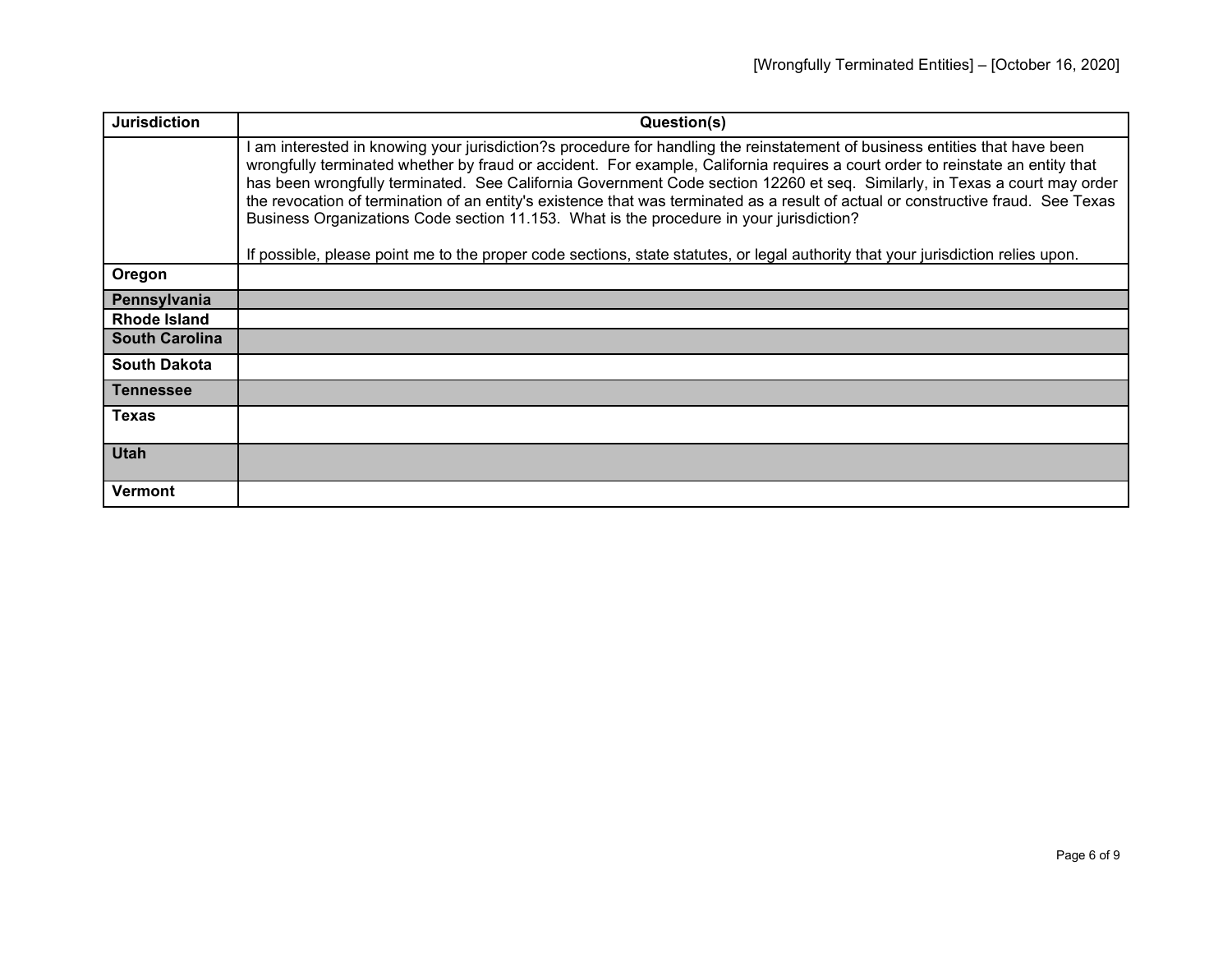| Jurisdiction | Question(s) |
| --- | --- |
| | I am interested in knowing your jurisdiction?s procedure for handling the reinstatement of business entities that have been wrongfully terminated whether by fraud or accident. For example, California requires a court order to reinstate an entity that has been wrongfully terminated. See California Government Code section 12260 et seq. Similarly, in Texas a court may order the revocation of termination of an entity's existence that was terminated as a result of actual or constructive fraud. See Texas Business Organizations Code section 11.153. What is the procedure in your jurisdiction?<br><br>If possible, please point me to the proper code sections, state statutes, or legal authority that your jurisdiction relies upon. |
| **Oregon** | |
| **Pennsylvania** | |
| **Rhode Island** | |
| **South Carolina** | |
| **South Dakota** | |
| **Tennessee** | |
| **Texas** | |
| **Utah** | |
| **Vermont** | |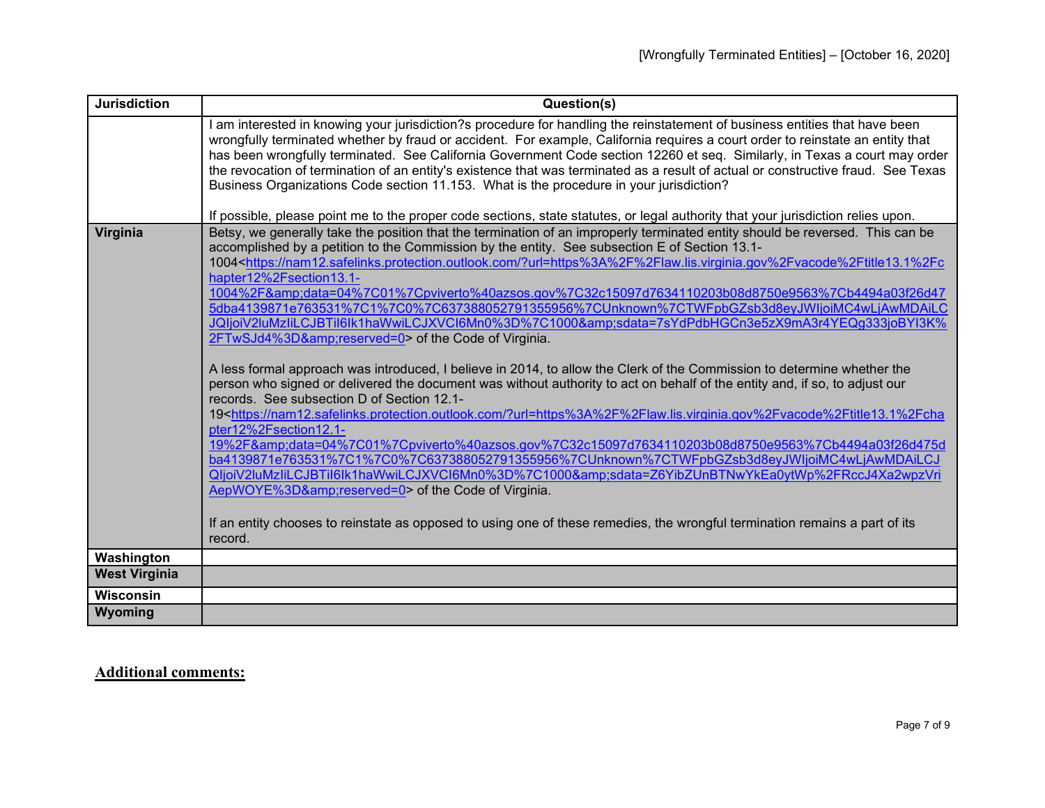| Jurisdiction | Question(s) |
|---|---|
| | I am interested in knowing your jurisdiction?s procedure for handling the reinstatement of business entities that have been wrongfully terminated whether by fraud or accident. For example, California requires a court order to reinstate an entity that has been wrongfully terminated. See California Government Code section 12260 et seq. Similarly, in Texas a court may order the revocation of termination of an entity's existence that was terminated as a result of actual or constructive fraud. See Texas Business Organizations Code section 11.153. What is the procedure in your jurisdiction?<br><br>If possible, please point me to the proper code sections, state statutes, or legal authority that your jurisdiction relies upon. |
| **Virginia** | Betsy, we generally take the position that the termination of an improperly terminated entity should be reversed. This can be accomplished by a petition to the Commission by the entity. See subsection E of Section 13.1-1004<https://nam12.safelinks.protection.outlook.com/?url=https%3A%2F%2Flaw.lis.virginia.gov%2Fvacode%2Ftitle13.1%2Fchapter12%2Fsection13.1-1004%2F&amp;data=04%7C01%7Cpviverto%40azsos.gov%7C32c15097d7634110203b08d8750e9563%7Cb4494a03f26d475dba4139871e763531%7C1%7C0%7C637388052791355956%7CUnknown%7CTWFpbGZsb3d8eyJWIjoiMC4wLjAwMDAiLCJQIjoiV2luMzIiLCJBTiI6Ik1haWwiLCJXVCI6Mn0%3D%7C1000&amp;sdata=7sYdPdbHGCn3e5zX9mA3r4YEQg333joBYI3K%2FTwSJd4%3D&amp;reserved=0> of the Code of Virginia.<br><br>A less formal approach was introduced, I believe in 2014, to allow the Clerk of the Commission to determine whether the person who signed or delivered the document was without authority to act on behalf of the entity and, if so, to adjust our records. See subsection D of Section 12.1-19<https://nam12.safelinks.protection.outlook.com/?url=https%3A%2F%2Flaw.lis.virginia.gov%2Fvacode%2Ftitle13.1%2Fchapter12%2Fsection12.1-19%2F&amp;data=04%7C01%7Cpviverto%40azsos.gov%7C32c15097d7634110203b08d8750e9563%7Cb4494a03f26d475dba4139871e763531%7C1%7C0%7C637388052791355956%7CUnknown%7CTWFpbGZsb3d8eyJWIjoiMC4wLjAwMDAiLCJQIjoiV2luMzIiLCJBTiI6Ik1haWwiLCJXVCI6Mn0%3D%7C1000&amp;sdata=Z6YibZUnBTNwYkEa0ytWp%2FRccJ4Xa2wpzVriAepWOYE%3D&amp;reserved=0> of the Code of Virginia.<br><br>If an entity chooses to reinstate as opposed to using one of these remedies, the wrongful termination remains a part of its record. |
| **Washington** | |
| **West Virginia** | |
| **Wisconsin** | |
| **Wyoming** | |

**Additional comments:**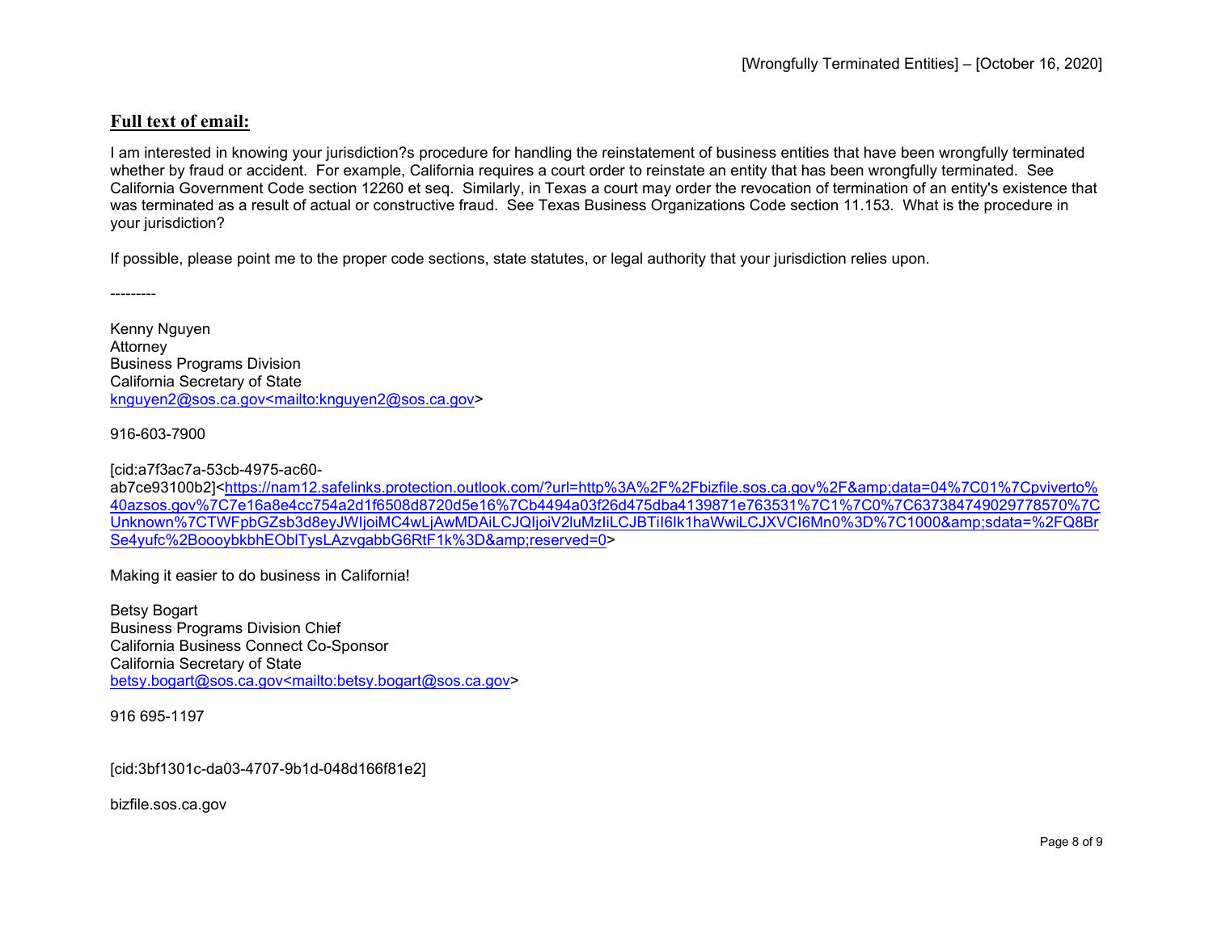## Full text of email:

I am interested in knowing your jurisdiction?s procedure for handling the reinstatement of business entities that have been wrongfully terminated whether by fraud or accident. For example, California requires a court order to reinstate an entity that has been wrongfully terminated. See California Government Code section 12260 et seq. Similarly, in Texas a court may order the revocation of termination of an entity's existence that was terminated as a result of actual or constructive fraud. See Texas Business Organizations Code section 11.153. What is the procedure in your jurisdiction?

If possible, please point me to the proper code sections, state statutes, or legal authority that your jurisdiction relies upon.

---------

Kenny Nguyen
Attorney
Business Programs Division
California Secretary of State
knguyen2@sos.ca.gov<mailto:knguyen2@sos.ca.gov>

916-603-7900

[cid:a7f3ac7a-53cb-4975-ac60-ab7ce93100b2]<https://nam12.safelinks.protection.outlook.com/?url=http%3A%2F%2Fbizfile.sos.ca.gov%2F&amp;data=04%7C01%7Cpviverto%40azsos.gov%7C7e16a8e4cc754a2d1f6508d8720d5e16%7Cb4494a03f26d475dba4139871e763531%7C1%7C0%7C637384749029778570%7CUnknown%7CTWFpbGZsb3d8eyJWIjoiMC4wLjAwMDAiLCJQIjoiV2luMzIiLCJBTiI6Ik1haWwiLCJXVCI6Mn0%3D%7C1000&amp;sdata=%2FQ8BrSe4yufc%2BoooybkbhEOblTysLAzvgabbG6RtF1k%3D&amp;reserved=0>

Making it easier to do business in California!

Betsy Bogart
Business Programs Division Chief
California Business Connect Co-Sponsor
California Secretary of State
betsy.bogart@sos.ca.gov<mailto:betsy.bogart@sos.ca.gov>

916 695-1197

[cid:3bf1301c-da03-4707-9b1d-048d166f81e2]

bizfile.sos.ca.gov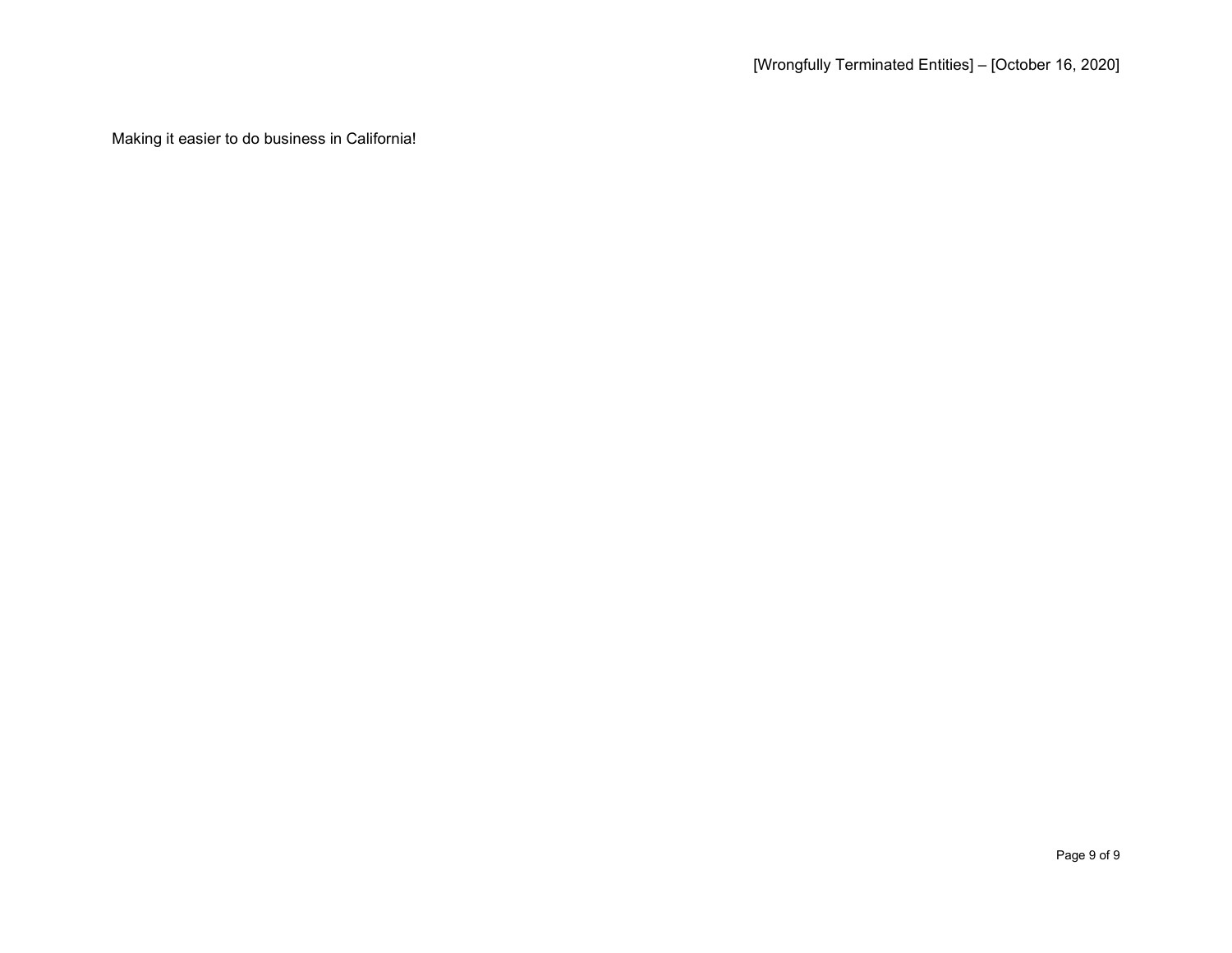Making it easier to do business in California!